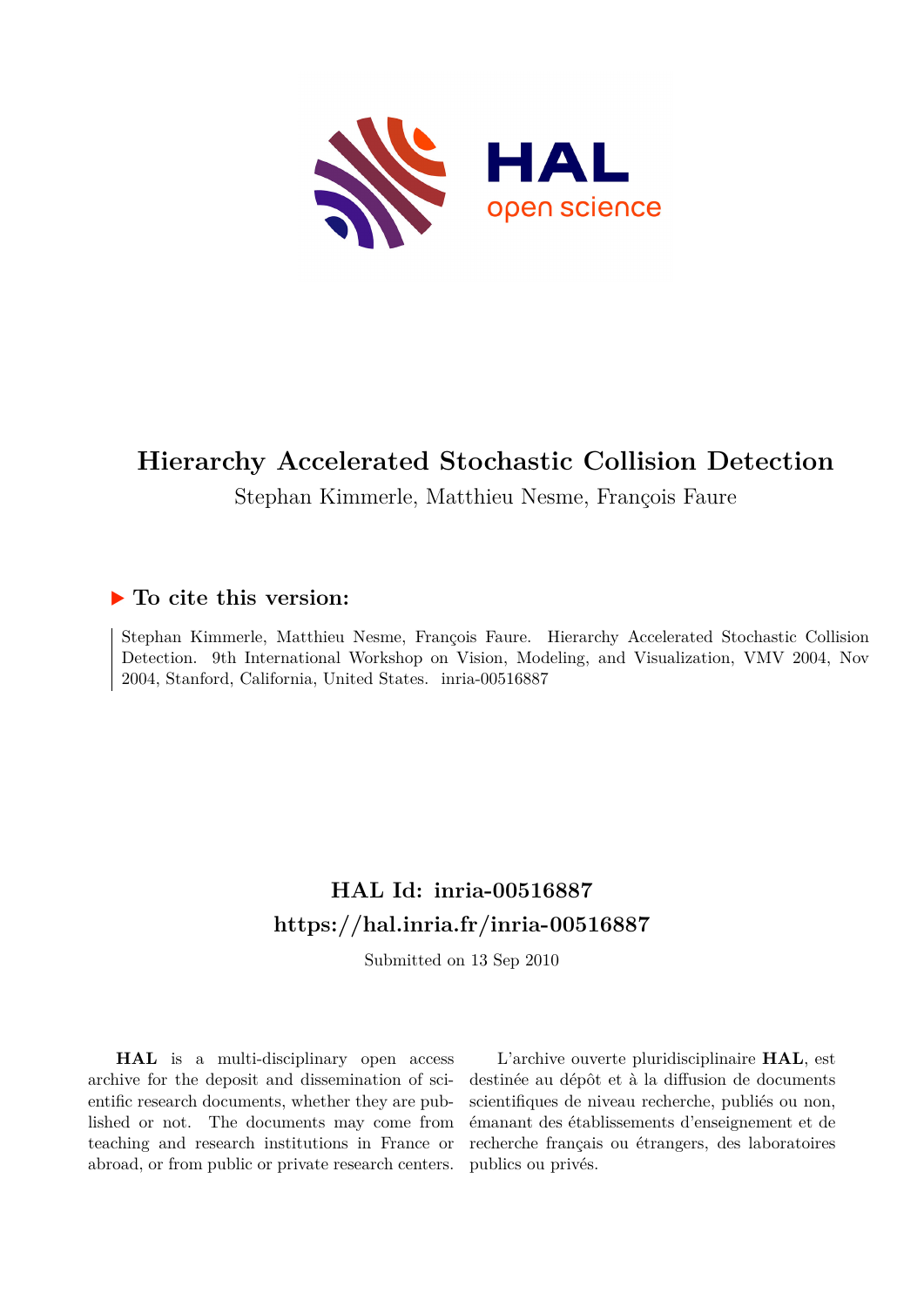# Hierarchy Accelerated Stochastic Collision Detection

Stephan Kimmerle, Matthieu Nesme, François Faure

## ▶ To cite this version:

Stephan Kimmerle, Matthieu Nesme, François Faure. Hierarchy Accelerated Stochastic Collision Detection. 9th International Workshop on Vision, Modeling, and Visualization, VMV 2004, Nov 2004, Stanford, California, United States. inria-00516887

## HAL Id: inria-00516887
## https://hal.inria.fr/inria-00516887

Submitted on 13 Sep 2010

**HAL** is a multi-disciplinary open access archive for the deposit and dissemination of scientific research documents, whether they are published or not. The documents may come from teaching and research institutions in France or abroad, or from public or private research centers.

L'archive ouverte pluridisciplinaire **HAL**, est destinée au dépôt et à la diffusion de documents scientifiques de niveau recherche, publiés ou non, émanant des établissements d'enseignement et de recherche français ou étrangers, des laboratoires publics ou privés.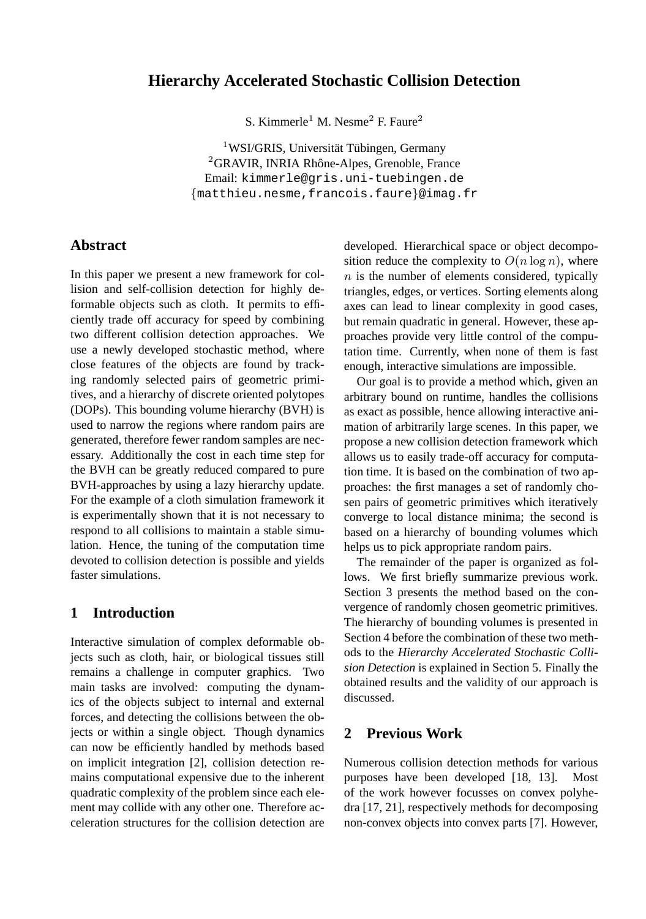# Hierarchy Accelerated Stochastic Collision Detection

S. Kimmerle[1] M. Nesme[2] F. Faure[2]

[1]WSI/GRIS, Universität Tübingen, Germany
[2]GRAVIR, INRIA Rhône-Alpes, Grenoble, France
Email: kimmerle@gris.uni-tuebingen.de
{matthieu.nesme,francois.faure}@imag.fr

## Abstract

In this paper we present a new framework for collision and self-collision detection for highly deformable objects such as cloth. It permits to efficiently trade off accuracy for speed by combining two different collision detection approaches. We use a newly developed stochastic method, where close features of the objects are found by tracking randomly selected pairs of geometric primitives, and a hierarchy of discrete oriented polytopes (DOPs). This bounding volume hierarchy (BVH) is used to narrow the regions where random pairs are generated, therefore fewer random samples are necessary. Additionally the cost in each time step for the BVH can be greatly reduced compared to pure BVH-approaches by using a lazy hierarchy update. For the example of a cloth simulation framework it is experimentally shown that it is not necessary to respond to all collisions to maintain a stable simulation. Hence, the tuning of the computation time devoted to collision detection is possible and yields faster simulations.

## 1 Introduction

Interactive simulation of complex deformable objects such as cloth, hair, or biological tissues still remains a challenge in computer graphics. Two main tasks are involved: computing the dynamics of the objects subject to internal and external forces, and detecting the collisions between the objects or within a single object. Though dynamics can now be efficiently handled by methods based on implicit integration [2], collision detection remains computational expensive due to the inherent quadratic complexity of the problem since each element may collide with any other one. Therefore acceleration structures for the collision detection are developed. Hierarchical space or object decomposition reduce the complexity to $O(n \log n)$, where $n$ is the number of elements considered, typically triangles, edges, or vertices. Sorting elements along axes can lead to linear complexity in good cases, but remain quadratic in general. However, these approaches provide very little control of the computation time. Currently, when none of them is fast enough, interactive simulations are impossible.

Our goal is to provide a method which, given an arbitrary bound on runtime, handles the collisions as exact as possible, hence allowing interactive animation of arbitrarily large scenes. In this paper, we propose a new collision detection framework which allows us to easily trade-off accuracy for computation time. It is based on the combination of two approaches: the first manages a set of randomly chosen pairs of geometric primitives which iteratively converge to local distance minima; the second is based on a hierarchy of bounding volumes which helps us to pick appropriate random pairs.

The remainder of the paper is organized as follows. We first briefly summarize previous work. Section 3 presents the method based on the convergence of randomly chosen geometric primitives. The hierarchy of bounding volumes is presented in Section 4 before the combination of these two methods to the *Hierarchy Accelerated Stochastic Collision Detection* is explained in Section 5. Finally the obtained results and the validity of our approach is discussed.

## 2 Previous Work

Numerous collision detection methods for various purposes have been developed [18, 13]. Most of the work however focusses on convex polyhedra [17, 21], respectively methods for decomposing non-convex objects into convex parts [7]. However,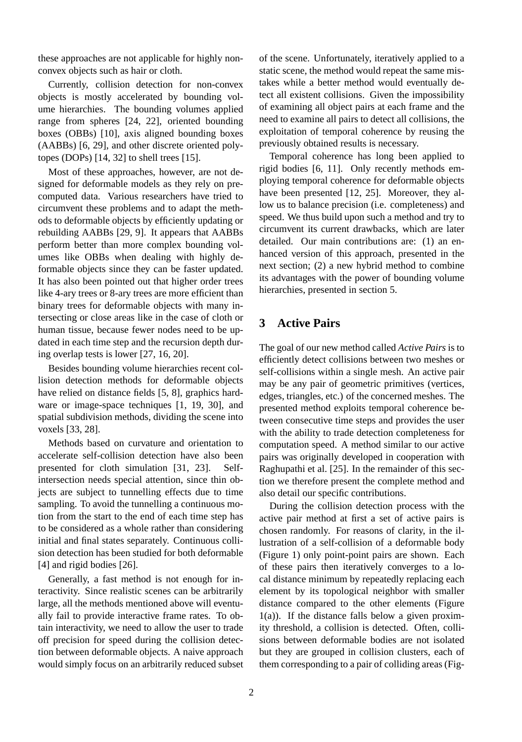these approaches are not applicable for highly non-convex objects such as hair or cloth.

Currently, collision detection for non-convex objects is mostly accelerated by bounding volume hierarchies. The bounding volumes applied range from spheres [24, 22], oriented bounding boxes (OBBs) [10], axis aligned bounding boxes (AABBs) [6, 29], and other discrete oriented polytopes (DOPs) [14, 32] to shell trees [15].

Most of these approaches, however, are not designed for deformable models as they rely on precomputed data. Various researchers have tried to circumvent these problems and to adapt the methods to deformable objects by efficiently updating or rebuilding AABBs [29, 9]. It appears that AABBs perform better than more complex bounding volumes like OBBs when dealing with highly deformable objects since they can be faster updated. It has also been pointed out that higher order trees like 4-ary trees or 8-ary trees are more efficient than binary trees for deformable objects with many intersecting or close areas like in the case of cloth or human tissue, because fewer nodes need to be updated in each time step and the recursion depth during overlap tests is lower [27, 16, 20].

Besides bounding volume hierarchies recent collision detection methods for deformable objects have relied on distance fields [5, 8], graphics hardware or image-space techniques [1, 19, 30], and spatial subdivision methods, dividing the scene into voxels [33, 28].

Methods based on curvature and orientation to accelerate self-collision detection have also been presented for cloth simulation [31, 23]. Self-intersection needs special attention, since thin objects are subject to tunnelling effects due to time sampling. To avoid the tunnelling a continuous motion from the start to the end of each time step has to be considered as a whole rather than considering initial and final states separately. Continuous collision detection has been studied for both deformable [4] and rigid bodies [26].

Generally, a fast method is not enough for interactivity. Since realistic scenes can be arbitrarily large, all the methods mentioned above will eventually fail to provide interactive frame rates. To obtain interactivity, we need to allow the user to trade off precision for speed during the collision detection between deformable objects. A naive approach would simply focus on an arbitrarily reduced subset of the scene. Unfortunately, iteratively applied to a static scene, the method would repeat the same mistakes while a better method would eventually detect all existent collisions. Given the impossibility of examining all object pairs at each frame and the need to examine all pairs to detect all collisions, the exploitation of temporal coherence by reusing the previously obtained results is necessary.

Temporal coherence has long been applied to rigid bodies [6, 11]. Only recently methods employing temporal coherence for deformable objects have been presented [12, 25]. Moreover, they allow us to balance precision (i.e. completeness) and speed. We thus build upon such a method and try to circumvent its current drawbacks, which are later detailed. Our main contributions are: (1) an enhanced version of this approach, presented in the next section; (2) a new hybrid method to combine its advantages with the power of bounding volume hierarchies, presented in section 5.

## 3 Active Pairs

The goal of our new method called *Active Pairs* is to efficiently detect collisions between two meshes or self-collisions within a single mesh. An active pair may be any pair of geometric primitives (vertices, edges, triangles, etc.) of the concerned meshes. The presented method exploits temporal coherence between consecutive time steps and provides the user with the ability to trade detection completeness for computation speed. A method similar to our active pairs was originally developed in cooperation with Raghupathi et al. [25]. In the remainder of this section we therefore present the complete method and also detail our specific contributions.

During the collision detection process with the active pair method at first a set of active pairs is chosen randomly. For reasons of clarity, in the illustration of a self-collision of a deformable body (Figure 1) only point-point pairs are shown. Each of these pairs then iteratively converges to a local distance minimum by repeatedly replacing each element by its topological neighbor with smaller distance compared to the other elements (Figure 1(a)). If the distance falls below a given proximity threshold, a collision is detected. Often, collisions between deformable bodies are not isolated but they are grouped in collision clusters, each of them corresponding to a pair of colliding areas (Fig-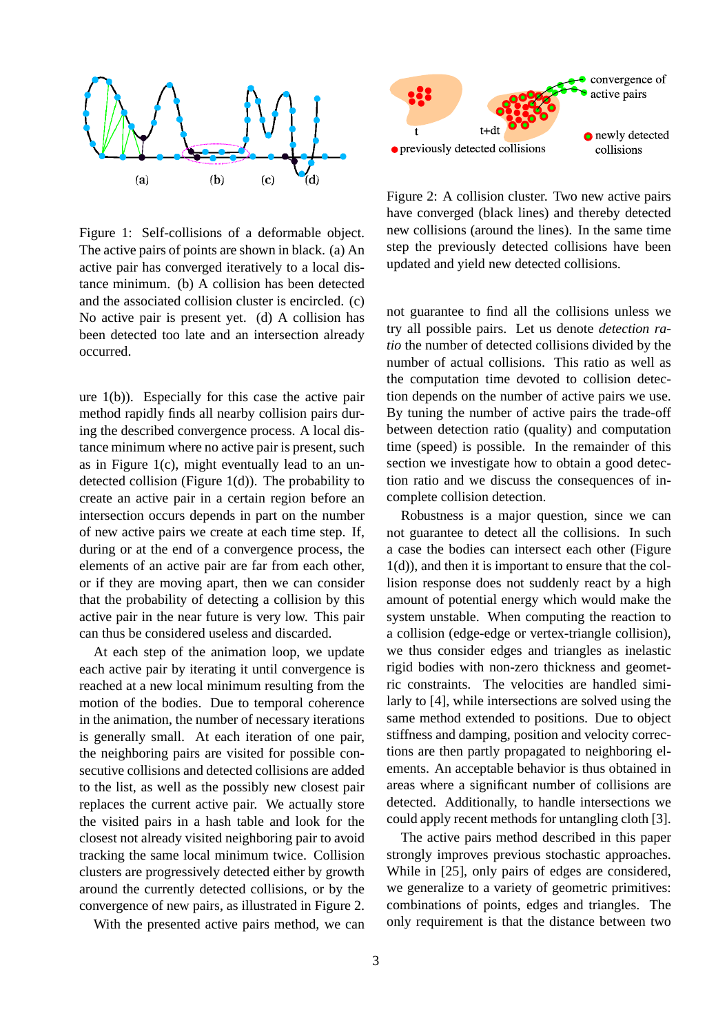Figure 1: Self-collisions of a deformable object. The active pairs of points are shown in black. (a) An active pair has converged iteratively to a local distance minimum. (b) A collision has been detected and the associated collision cluster is encircled. (c) No active pair is present yet. (d) A collision has been detected too late and an intersection already occurred.

Figure 2: A collision cluster. Two new active pairs have converged (black lines) and thereby detected new collisions (around the lines). In the same time step the previously detected collisions have been updated and yield new detected collisions.

ure 1(b)). Especially for this case the active pair method rapidly finds all nearby collision pairs during the described convergence process. A local distance minimum where no active pair is present, such as in Figure 1(c), might eventually lead to an undetected collision (Figure 1(d)). The probability to create an active pair in a certain region before an intersection occurs depends in part on the number of new active pairs we create at each time step. If, during or at the end of a convergence process, the elements of an active pair are far from each other, or if they are moving apart, then we can consider that the probability of detecting a collision by this active pair in the near future is very low. This pair can thus be considered useless and discarded.

At each step of the animation loop, we update each active pair by iterating it until convergence is reached at a new local minimum resulting from the motion of the bodies. Due to temporal coherence in the animation, the number of necessary iterations is generally small. At each iteration of one pair, the neighboring pairs are visited for possible consecutive collisions and detected collisions are added to the list, as well as the possibly new closest pair replaces the current active pair. We actually store the visited pairs in a hash table and look for the closest not already visited neighboring pair to avoid tracking the same local minimum twice. Collision clusters are progressively detected either by growth around the currently detected collisions, or by the convergence of new pairs, as illustrated in Figure 2.

With the presented active pairs method, we can not guarantee to find all the collisions unless we try all possible pairs. Let us denote *detection ratio* the number of detected collisions divided by the number of actual collisions. This ratio as well as the computation time devoted to collision detection depends on the number of active pairs we use. By tuning the number of active pairs the trade-off between detection ratio (quality) and computation time (speed) is possible. In the remainder of this section we investigate how to obtain a good detection ratio and we discuss the consequences of incomplete collision detection.

Robustness is a major question, since we can not guarantee to detect all the collisions. In such a case the bodies can intersect each other (Figure 1(d)), and then it is important to ensure that the collision response does not suddenly react by a high amount of potential energy which would make the system unstable. When computing the reaction to a collision (edge-edge or vertex-triangle collision), we thus consider edges and triangles as inelastic rigid bodies with non-zero thickness and geometric constraints. The velocities are handled similarly to [4], while intersections are solved using the same method extended to positions. Due to object stiffness and damping, position and velocity corrections are then partly propagated to neighboring elements. An acceptable behavior is thus obtained in areas where a significant number of collisions are detected. Additionally, to handle intersections we could apply recent methods for untangling cloth [3].

The active pairs method described in this paper strongly improves previous stochastic approaches. While in [25], only pairs of edges are considered, we generalize to a variety of geometric primitives: combinations of points, edges and triangles. The only requirement is that the distance between two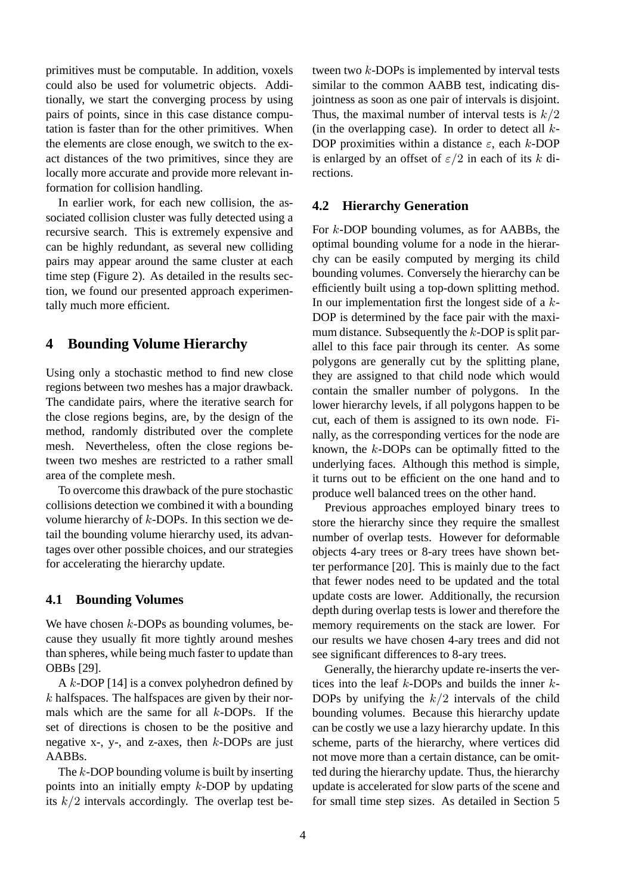primitives must be computable. In addition, voxels could also be used for volumetric objects. Additionally, we start the converging process by using pairs of points, since in this case distance computation is faster than for the other primitives. When the elements are close enough, we switch to the exact distances of the two primitives, since they are locally more accurate and provide more relevant information for collision handling.

In earlier work, for each new collision, the associated collision cluster was fully detected using a recursive search. This is extremely expensive and can be highly redundant, as several new colliding pairs may appear around the same cluster at each time step (Figure 2). As detailed in the results section, we found our presented approach experimentally much more efficient.

# 4 Bounding Volume Hierarchy

Using only a stochastic method to find new close regions between two meshes has a major drawback. The candidate pairs, where the iterative search for the close regions begins, are, by the design of the method, randomly distributed over the complete mesh. Nevertheless, often the close regions between two meshes are restricted to a rather small area of the complete mesh.

To overcome this drawback of the pure stochastic collisions detection we combined it with a bounding volume hierarchy of $k$-DOPs. In this section we detail the bounding volume hierarchy used, its advantages over other possible choices, and our strategies for accelerating the hierarchy update.

## 4.1 Bounding Volumes

We have chosen $k$-DOPs as bounding volumes, because they usually fit more tightly around meshes than spheres, while being much faster to update than OBBs [29].

A $k$-DOP [14] is a convex polyhedron defined by $k$ halfspaces. The halfspaces are given by their normals which are the same for all $k$-DOPs. If the set of directions is chosen to be the positive and negative x-, y-, and z-axes, then $k$-DOPs are just AABBs.

The $k$-DOP bounding volume is built by inserting points into an initially empty $k$-DOP by updating its $k/2$ intervals accordingly. The overlap test between two $k$-DOPs is implemented by interval tests similar to the common AABB test, indicating disjointness as soon as one pair of intervals is disjoint. Thus, the maximal number of interval tests is $k/2$ (in the overlapping case). In order to detect all $k$-DOP proximities within a distance $\varepsilon$, each $k$-DOP is enlarged by an offset of $\varepsilon/2$ in each of its $k$ directions.

## 4.2 Hierarchy Generation

For $k$-DOP bounding volumes, as for AABBs, the optimal bounding volume for a node in the hierarchy can be easily computed by merging its child bounding volumes. Conversely the hierarchy can be efficiently built using a top-down splitting method. In our implementation first the longest side of a $k$-DOP is determined by the face pair with the maximum distance. Subsequently the $k$-DOP is split parallel to this face pair through its center. As some polygons are generally cut by the splitting plane, they are assigned to that child node which would contain the smaller number of polygons. In the lower hierarchy levels, if all polygons happen to be cut, each of them is assigned to its own node. Finally, as the corresponding vertices for the node are known, the $k$-DOPs can be optimally fitted to the underlying faces. Although this method is simple, it turns out to be efficient on the one hand and to produce well balanced trees on the other hand.

Previous approaches employed binary trees to store the hierarchy since they require the smallest number of overlap tests. However for deformable objects 4-ary trees or 8-ary trees have shown better performance [20]. This is mainly due to the fact that fewer nodes need to be updated and the total update costs are lower. Additionally, the recursion depth during overlap tests is lower and therefore the memory requirements on the stack are lower. For our results we have chosen 4-ary trees and did not see significant differences to 8-ary trees.

Generally, the hierarchy update re-inserts the vertices into the leaf $k$-DOPs and builds the inner $k$-DOPs by unifying the $k/2$ intervals of the child bounding volumes. Because this hierarchy update can be costly we use a lazy hierarchy update. In this scheme, parts of the hierarchy, where vertices did not move more than a certain distance, can be omitted during the hierarchy update. Thus, the hierarchy update is accelerated for slow parts of the scene and for small time step sizes. As detailed in Section 5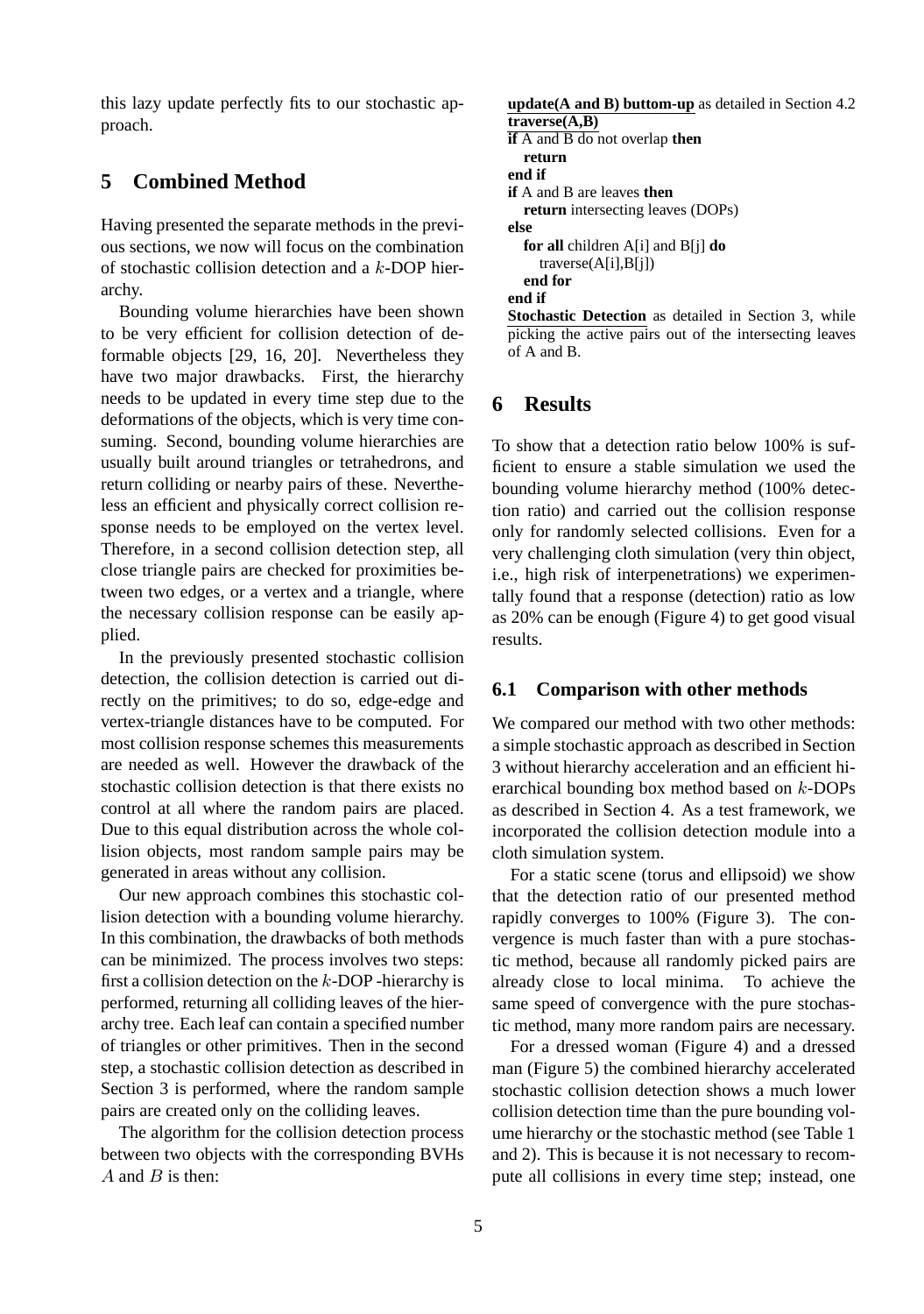this lazy update perfectly fits to our stochastic approach.

## 5 Combined Method

Having presented the separate methods in the previous sections, we now will focus on the combination of stochastic collision detection and a $k$-DOP hierarchy.

Bounding volume hierarchies have been shown to be very efficient for collision detection of deformable objects [29, 16, 20]. Nevertheless they have two major drawbacks. First, the hierarchy needs to be updated in every time step due to the deformations of the objects, which is very time consuming. Second, bounding volume hierarchies are usually built around triangles or tetrahedrons, and return colliding or nearby pairs of these. Nevertheless an efficient and physically correct collision response needs to be employed on the vertex level. Therefore, in a second collision detection step, all close triangle pairs are checked for proximities between two edges, or a vertex and a triangle, where the necessary collision response can be easily applied.

In the previously presented stochastic collision detection, the collision detection is carried out directly on the primitives; to do so, edge-edge and vertex-triangle distances have to be computed. For most collision response schemes this measurements are needed as well. However the drawback of the stochastic collision detection is that there exists no control at all where the random pairs are placed. Due to this equal distribution across the whole collision objects, most random sample pairs may be generated in areas without any collision.

Our new approach combines this stochastic collision detection with a bounding volume hierarchy. In this combination, the drawbacks of both methods can be minimized. The process involves two steps: first a collision detection on the $k$-DOP -hierarchy is performed, returning all colliding leaves of the hierarchy tree. Each leaf can contain a specified number of triangles or other primitives. Then in the second step, a stochastic collision detection as described in Section 3 is performed, where the random sample pairs are created only on the colliding leaves.

The algorithm for the collision detection process between two objects with the corresponding BVHs $A$ and $B$ is then:

<u>**update(A and B) buttom-up**</u> as detailed in Section 4.2
<u>**traverse(A,B)**</u>
**if** A and B do not overlap **then**
  **return**
**end if**
**if** A and B are leaves **then**
  **return** intersecting leaves (DOPs)
**else**
  **for all** children A[i] and B[j] **do**
    traverse(A[i],B[j])
  **end for**
**end if**
<u>**Stochastic Detection**</u> as detailed in Section 3, while picking the active pairs out of the intersecting leaves of A and B.

## 6 Results

To show that a detection ratio below 100% is sufficient to ensure a stable simulation we used the bounding volume hierarchy method (100% detection ratio) and carried out the collision response only for randomly selected collisions. Even for a very challenging cloth simulation (very thin object, i.e., high risk of interpenetrations) we experimentally found that a response (detection) ratio as low as 20% can be enough (Figure 4) to get good visual results.

### 6.1 Comparison with other methods

We compared our method with two other methods: a simple stochastic approach as described in Section 3 without hierarchy acceleration and an efficient hierarchical bounding box method based on $k$-DOPs as described in Section 4. As a test framework, we incorporated the collision detection module into a cloth simulation system.

For a static scene (torus and ellipsoid) we show that the detection ratio of our presented method rapidly converges to 100% (Figure 3). The convergence is much faster than with a pure stochastic method, because all randomly picked pairs are already close to local minima. To achieve the same speed of convergence with the pure stochastic method, many more random pairs are necessary.

For a dressed woman (Figure 4) and a dressed man (Figure 5) the combined hierarchy accelerated stochastic collision detection shows a much lower collision detection time than the pure bounding volume hierarchy or the stochastic method (see Table 1 and 2). This is because it is not necessary to recompute all collisions in every time step; instead, one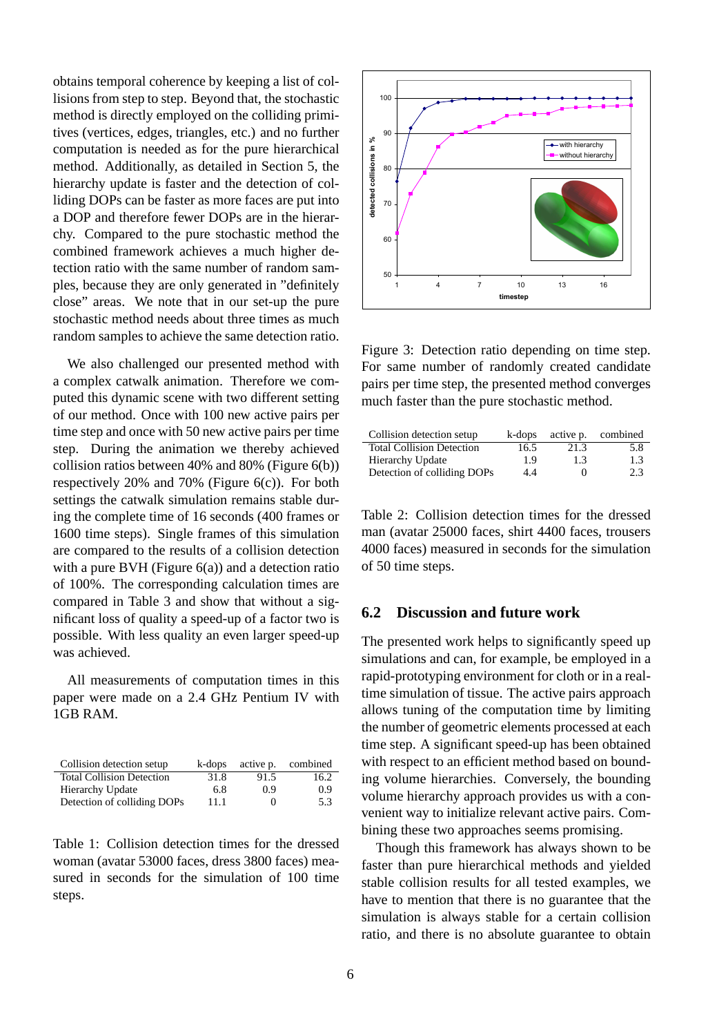obtains temporal coherence by keeping a list of collisions from step to step. Beyond that, the stochastic method is directly employed on the colliding primitives (vertices, edges, triangles, etc.) and no further computation is needed as for the pure hierarchical method. Additionally, as detailed in Section 5, the hierarchy update is faster and the detection of colliding DOPs can be faster as more faces are put into a DOP and therefore fewer DOPs are in the hierarchy. Compared to the pure stochastic method the combined framework achieves a much higher detection ratio with the same number of random samples, because they are only generated in "definitely close" areas. We note that in our set-up the pure stochastic method needs about three times as much random samples to achieve the same detection ratio.

We also challenged our presented method with a complex catwalk animation. Therefore we computed this dynamic scene with two different setting of our method. Once with 100 new active pairs per time step and once with 50 new active pairs per time step. During the animation we thereby achieved collision ratios between 40% and 80% (Figure 6(b)) respectively 20% and 70% (Figure 6(c)). For both settings the catwalk simulation remains stable during the complete time of 16 seconds (400 frames or 1600 time steps). Single frames of this simulation are compared to the results of a collision detection with a pure BVH (Figure 6(a)) and a detection ratio of 100%. The corresponding calculation times are compared in Table 3 and show that without a significant loss of quality a speed-up of a factor two is possible. With less quality an even larger speed-up was achieved.

All measurements of computation times in this paper were made on a 2.4 GHz Pentium IV with 1GB RAM.

| Collision detection setup | k-dops | active p. | combined |
|---|---|---|---|
| Total Collision Detection | 31.8 | 91.5 | 16.2 |
| Hierarchy Update | 6.8 | 0.9 | 0.9 |
| Detection of colliding DOPs | 11.1 | 0 | 5.3 |

Table 1: Collision detection times for the dressed woman (avatar 53000 faces, dress 3800 faces) measured in seconds for the simulation of 100 time steps.

Figure 3: Detection ratio depending on time step. For same number of randomly created candidate pairs per time step, the presented method converges much faster than the pure stochastic method.

| Collision detection setup | k-dops | active p. | combined |
|---|---|---|---|
| Total Collision Detection | 16.5 | 21.3 | 5.8 |
| Hierarchy Update | 1.9 | 1.3 | 1.3 |
| Detection of colliding DOPs | 4.4 | 0 | 2.3 |

Table 2: Collision detection times for the dressed man (avatar 25000 faces, shirt 4400 faces, trousers 4000 faces) measured in seconds for the simulation of 50 time steps.

## 6.2 Discussion and future work

The presented work helps to significantly speed up simulations and can, for example, be employed in a rapid-prototyping environment for cloth or in a real-time simulation of tissue. The active pairs approach allows tuning of the computation time by limiting the number of geometric elements processed at each time step. A significant speed-up has been obtained with respect to an efficient method based on bounding volume hierarchies. Conversely, the bounding volume hierarchy approach provides us with a convenient way to initialize relevant active pairs. Combining these two approaches seems promising.

Though this framework has always shown to be faster than pure hierarchical methods and yielded stable collision results for all tested examples, we have to mention that there is no guarantee that the simulation is always stable for a certain collision ratio, and there is no absolute guarantee to obtain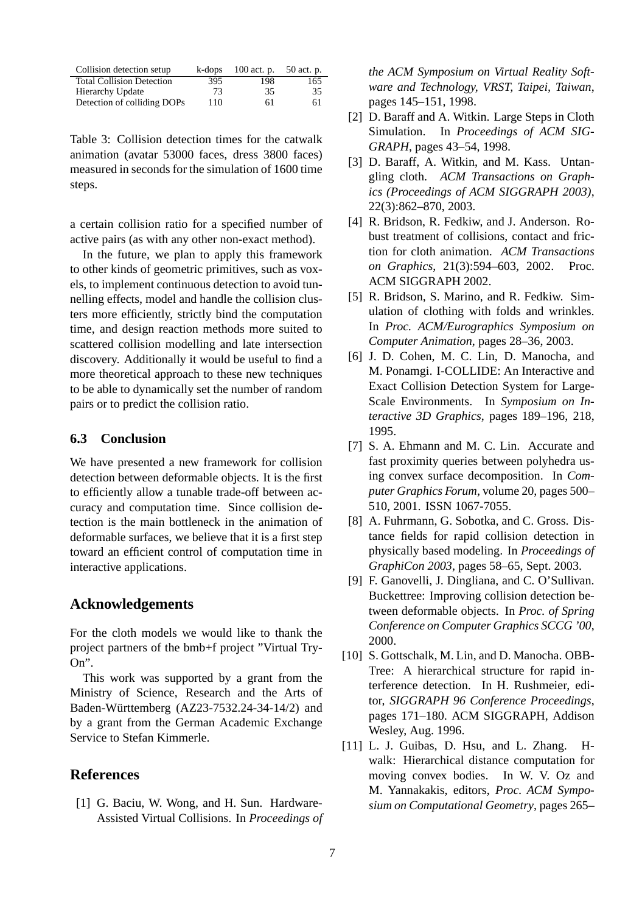| Collision detection setup | k-dops | 100 act. p. | 50 act. p. |
|---|---|---|---|
| Total Collision Detection | 395 | 198 | 165 |
| Hierarchy Update | 73 | 35 | 35 |
| Detection of colliding DOPs | 110 | 61 | 61 |

Table 3: Collision detection times for the catwalk animation (avatar 53000 faces, dress 3800 faces) measured in seconds for the simulation of 1600 time steps.

a certain collision ratio for a specified number of active pairs (as with any other non-exact method).

In the future, we plan to apply this framework to other kinds of geometric primitives, such as voxels, to implement continuous detection to avoid tunnelling effects, model and handle the collision clusters more efficiently, strictly bind the computation time, and design reaction methods more suited to scattered collision modelling and late intersection discovery. Additionally it would be useful to find a more theoretical approach to these new techniques to be able to dynamically set the number of random pairs or to predict the collision ratio.

### 6.3 Conclusion

We have presented a new framework for collision detection between deformable objects. It is the first to efficiently allow a tunable trade-off between accuracy and computation time. Since collision detection is the main bottleneck in the animation of deformable surfaces, we believe that it is a first step toward an efficient control of computation time in interactive applications.

## Acknowledgements

For the cloth models we would like to thank the project partners of the bmb+f project "Virtual Try-On".

This work was supported by a grant from the Ministry of Science, Research and the Arts of Baden-Württemberg (AZ23-7532.24-34-14/2) and by a grant from the German Academic Exchange Service to Stefan Kimmerle.

## References

[1] G. Baciu, W. Wong, and H. Sun. Hardware-Assisted Virtual Collisions. In *Proceedings of the ACM Symposium on Virtual Reality Software and Technology, VRST, Taipei, Taiwan*, pages 145–151, 1998.

[2] D. Baraff and A. Witkin. Large Steps in Cloth Simulation. In *Proceedings of ACM SIGGRAPH*, pages 43–54, 1998.

[3] D. Baraff, A. Witkin, and M. Kass. Untangling cloth. *ACM Transactions on Graphics (Proceedings of ACM SIGGRAPH 2003)*, 22(3):862–870, 2003.

[4] R. Bridson, R. Fedkiw, and J. Anderson. Robust treatment of collisions, contact and friction for cloth animation. *ACM Transactions on Graphics*, 21(3):594–603, 2002. Proc. ACM SIGGRAPH 2002.

[5] R. Bridson, S. Marino, and R. Fedkiw. Simulation of clothing with folds and wrinkles. In *Proc. ACM/Eurographics Symposium on Computer Animation*, pages 28–36, 2003.

[6] J. D. Cohen, M. C. Lin, D. Manocha, and M. Ponamgi. I-COLLIDE: An Interactive and Exact Collision Detection System for Large-Scale Environments. In *Symposium on Interactive 3D Graphics*, pages 189–196, 218, 1995.

[7] S. A. Ehmann and M. C. Lin. Accurate and fast proximity queries between polyhedra using convex surface decomposition. In *Computer Graphics Forum*, volume 20, pages 500–510, 2001. ISSN 1067-7055.

[8] A. Fuhrmann, G. Sobotka, and C. Gross. Distance fields for rapid collision detection in physically based modeling. In *Proceedings of GraphiCon 2003*, pages 58–65, Sept. 2003.

[9] F. Ganovelli, J. Dingliana, and C. O'Sullivan. Buckettree: Improving collision detection between deformable objects. In *Proc. of Spring Conference on Computer Graphics SCCG '00*, 2000.

[10] S. Gottschalk, M. Lin, and D. Manocha. OBB-Tree: A hierarchical structure for rapid interference detection. In H. Rushmeier, editor, *SIGGRAPH 96 Conference Proceedings*, pages 171–180. ACM SIGGRAPH, Addison Wesley, Aug. 1996.

[11] L. J. Guibas, D. Hsu, and L. Zhang. H-walk: Hierarchical distance computation for moving convex bodies. In W. V. Oz and M. Yannakakis, editors, *Proc. ACM Symposium on Computational Geometry*, pages 265–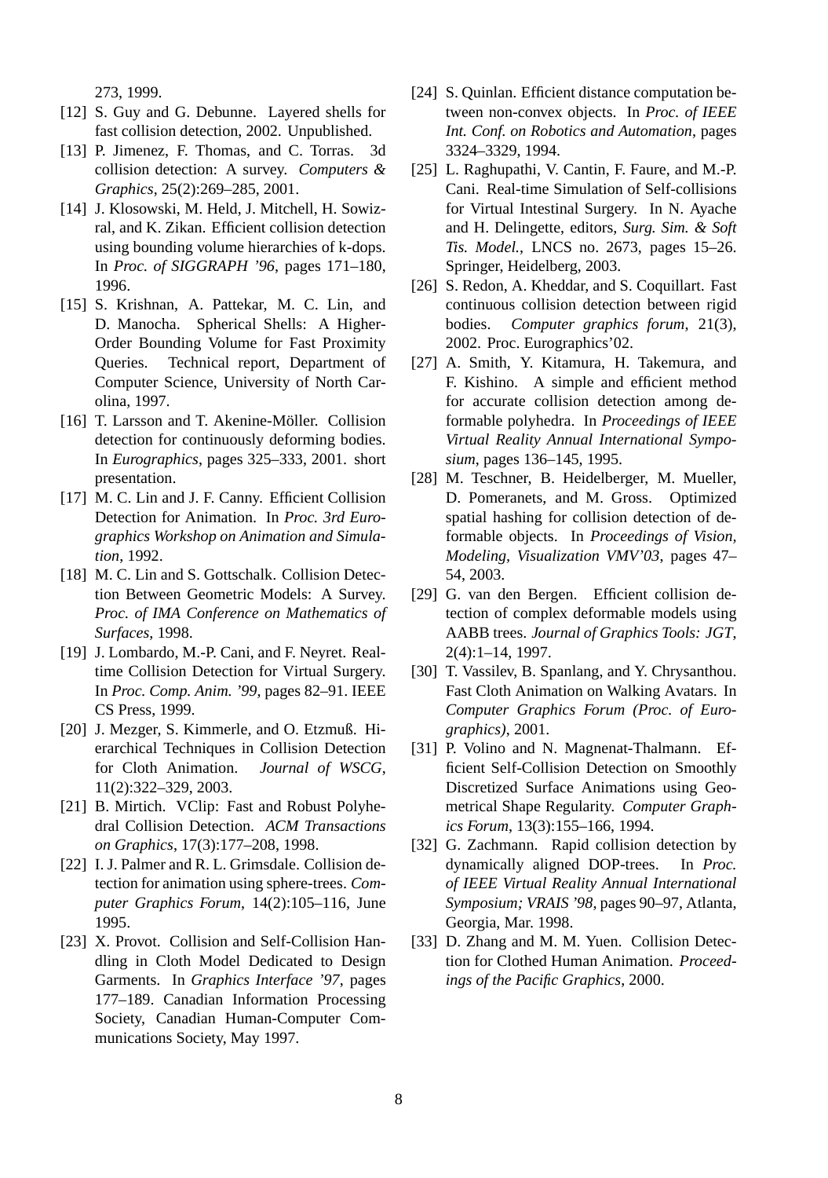273, 1999.

[12] S. Guy and G. Debunne. Layered shells for fast collision detection, 2002. Unpublished.

[13] P. Jimenez, F. Thomas, and C. Torras. 3d collision detection: A survey. *Computers & Graphics*, 25(2):269–285, 2001.

[14] J. Klosowski, M. Held, J. Mitchell, H. Sowizral, and K. Zikan. Efficient collision detection using bounding volume hierarchies of k-dops. In *Proc. of SIGGRAPH '96*, pages 171–180, 1996.

[15] S. Krishnan, A. Pattekar, M. C. Lin, and D. Manocha. Spherical Shells: A Higher-Order Bounding Volume for Fast Proximity Queries. Technical report, Department of Computer Science, University of North Carolina, 1997.

[16] T. Larsson and T. Akenine-Möller. Collision detection for continuously deforming bodies. In *Eurographics*, pages 325–333, 2001. short presentation.

[17] M. C. Lin and J. F. Canny. Efficient Collision Detection for Animation. In *Proc. 3rd Eurographics Workshop on Animation and Simulation*, 1992.

[18] M. C. Lin and S. Gottschalk. Collision Detection Between Geometric Models: A Survey. *Proc. of IMA Conference on Mathematics of Surfaces*, 1998.

[19] J. Lombardo, M.-P. Cani, and F. Neyret. Real-time Collision Detection for Virtual Surgery. In *Proc. Comp. Anim. '99*, pages 82–91. IEEE CS Press, 1999.

[20] J. Mezger, S. Kimmerle, and O. Etzmuß. Hierarchical Techniques in Collision Detection for Cloth Animation. *Journal of WSCG*, 11(2):322–329, 2003.

[21] B. Mirtich. VClip: Fast and Robust Polyhedral Collision Detection. *ACM Transactions on Graphics*, 17(3):177–208, 1998.

[22] I. J. Palmer and R. L. Grimsdale. Collision detection for animation using sphere-trees. *Computer Graphics Forum*, 14(2):105–116, June 1995.

[23] X. Provot. Collision and Self-Collision Handling in Cloth Model Dedicated to Design Garments. In *Graphics Interface '97*, pages 177–189. Canadian Information Processing Society, Canadian Human-Computer Communications Society, May 1997.

[24] S. Quinlan. Efficient distance computation between non-convex objects. In *Proc. of IEEE Int. Conf. on Robotics and Automation*, pages 3324–3329, 1994.

[25] L. Raghupathi, V. Cantin, F. Faure, and M.-P. Cani. Real-time Simulation of Self-collisions for Virtual Intestinal Surgery. In N. Ayache and H. Delingette, editors, *Surg. Sim. & Soft Tis. Model.*, LNCS no. 2673, pages 15–26. Springer, Heidelberg, 2003.

[26] S. Redon, A. Kheddar, and S. Coquillart. Fast continuous collision detection between rigid bodies. *Computer graphics forum*, 21(3), 2002. Proc. Eurographics'02.

[27] A. Smith, Y. Kitamura, H. Takemura, and F. Kishino. A simple and efficient method for accurate collision detection among deformable polyhedra. In *Proceedings of IEEE Virtual Reality Annual International Symposium*, pages 136–145, 1995.

[28] M. Teschner, B. Heidelberger, M. Mueller, D. Pomeranets, and M. Gross. Optimized spatial hashing for collision detection of deformable objects. In *Proceedings of Vision, Modeling, Visualization VMV'03*, pages 47–54, 2003.

[29] G. van den Bergen. Efficient collision detection of complex deformable models using AABB trees. *Journal of Graphics Tools: JGT*, 2(4):1–14, 1997.

[30] T. Vassilev, B. Spanlang, and Y. Chrysanthou. Fast Cloth Animation on Walking Avatars. In *Computer Graphics Forum (Proc. of Eurographics)*, 2001.

[31] P. Volino and N. Magnenat-Thalmann. Efficient Self-Collision Detection on Smoothly Discretized Surface Animations using Geometrical Shape Regularity. *Computer Graphics Forum*, 13(3):155–166, 1994.

[32] G. Zachmann. Rapid collision detection by dynamically aligned DOP-trees. In *Proc. of IEEE Virtual Reality Annual International Symposium; VRAIS '98*, pages 90–97, Atlanta, Georgia, Mar. 1998.

[33] D. Zhang and M. M. Yuen. Collision Detection for Clothed Human Animation. *Proceedings of the Pacific Graphics*, 2000.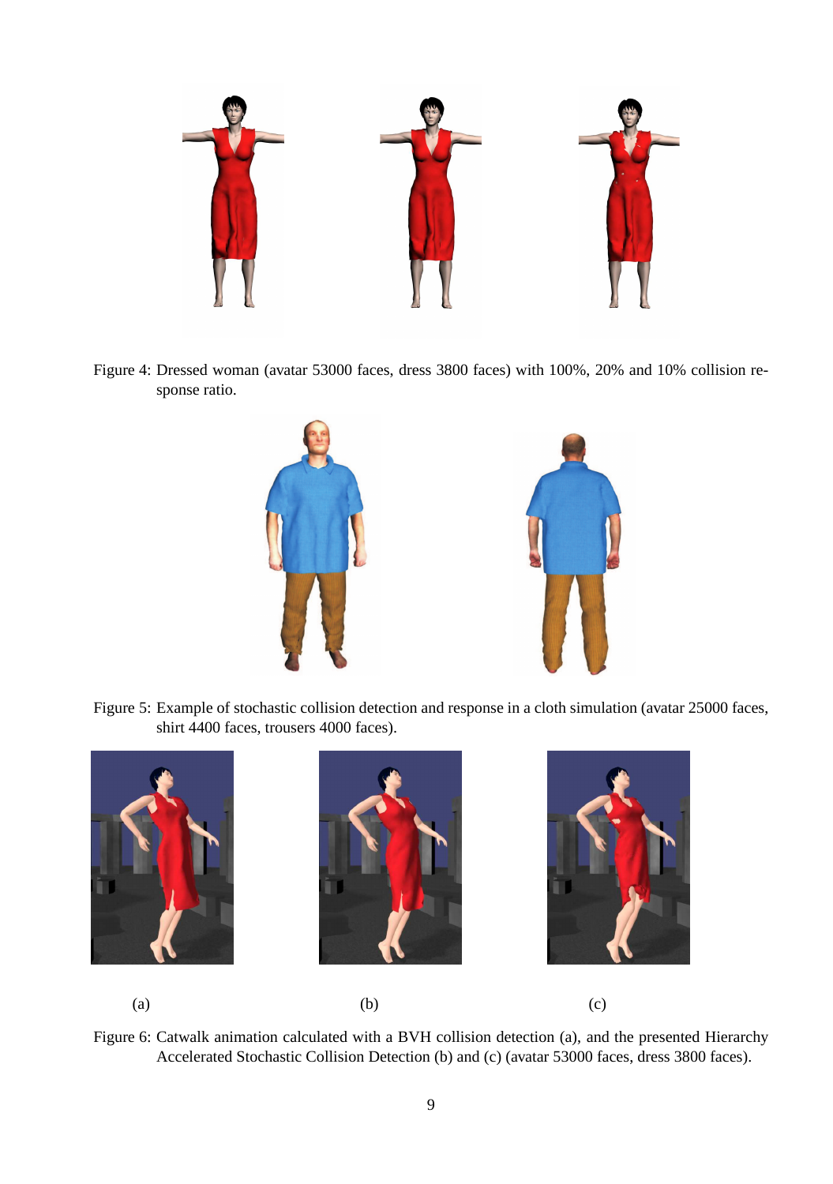Figure 4: Dressed woman (avatar 53000 faces, dress 3800 faces) with 100%, 20% and 10% collision response ratio.

Figure 5: Example of stochastic collision detection and response in a cloth simulation (avatar 25000 faces, shirt 4400 faces, trousers 4000 faces).

(a)

(b)

(c)

Figure 6: Catwalk animation calculated with a BVH collision detection (a), and the presented Hierarchy Accelerated Stochastic Collision Detection (b) and (c) (avatar 53000 faces, dress 3800 faces).